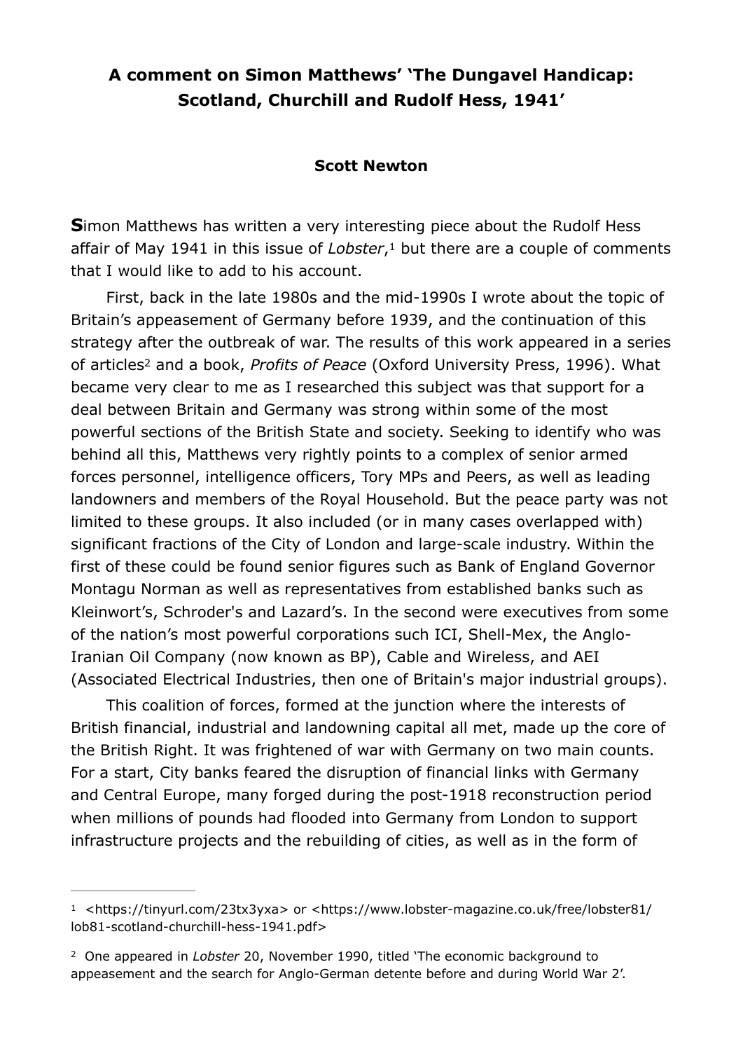# A comment on Simon Matthews' 'The Dungavel Handicap: Scotland, Churchill and Rudolf Hess, 1941'

**Scott Newton**

**S**imon Matthews has written a very interesting piece about the Rudolf Hess affair of May 1941 in this issue of *Lobster*,[1] but there are a couple of comments that I would like to add to his account.

First, back in the late 1980s and the mid-1990s I wrote about the topic of Britain's appeasement of Germany before 1939, and the continuation of this strategy after the outbreak of war. The results of this work appeared in a series of articles[2] and a book, *Profits of Peace* (Oxford University Press, 1996). What became very clear to me as I researched this subject was that support for a deal between Britain and Germany was strong within some of the most powerful sections of the British State and society. Seeking to identify who was behind all this, Matthews very rightly points to a complex of senior armed forces personnel, intelligence officers, Tory MPs and Peers, as well as leading landowners and members of the Royal Household. But the peace party was not limited to these groups. It also included (or in many cases overlapped with) significant fractions of the City of London and large-scale industry. Within the first of these could be found senior figures such as Bank of England Governor Montagu Norman as well as representatives from established banks such as Kleinwort's, Schroder's and Lazard's. In the second were executives from some of the nation's most powerful corporations such ICI, Shell-Mex, the Anglo-Iranian Oil Company (now known as BP), Cable and Wireless, and AEI (Associated Electrical Industries, then one of Britain's major industrial groups).

This coalition of forces, formed at the junction where the interests of British financial, industrial and landowning capital all met, made up the core of the British Right. It was frightened of war with Germany on two main counts. For a start, City banks feared the disruption of financial links with Germany and Central Europe, many forged during the post-1918 reconstruction period when millions of pounds had flooded into Germany from London to support infrastructure projects and the rebuilding of cities, as well as in the form of

---

[1] <https://tinyurl.com/23tx3yxa> or <https://www.lobster-magazine.co.uk/free/lobster81/lob81-scotland-churchill-hess-1941.pdf>

[2] One appeared in *Lobster* 20, November 1990, titled 'The economic background to appeasement and the search for Anglo-German detente before and during World War 2'.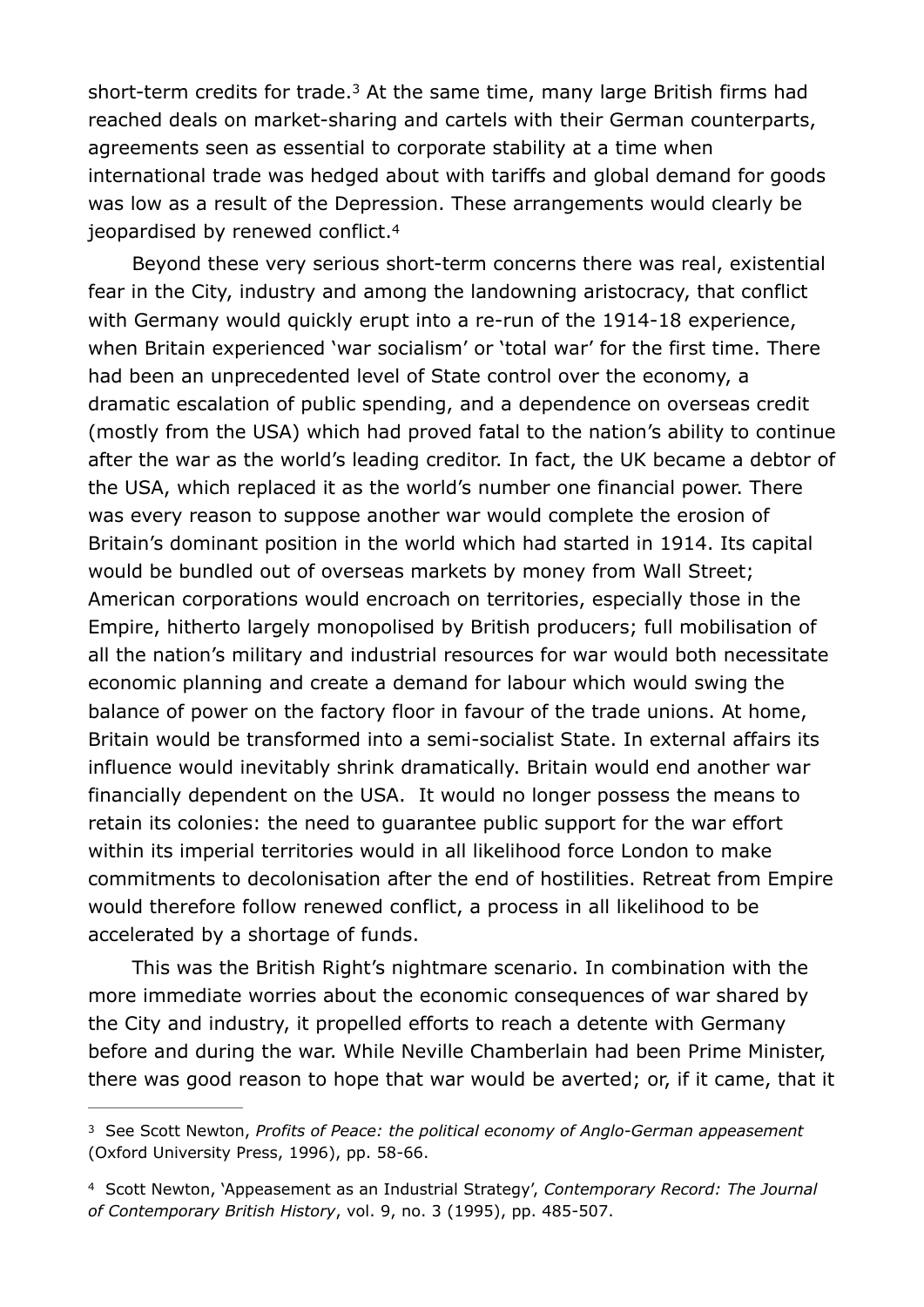short-term credits for trade.[3] At the same time, many large British firms had reached deals on market-sharing and cartels with their German counterparts, agreements seen as essential to corporate stability at a time when international trade was hedged about with tariffs and global demand for goods was low as a result of the Depression. These arrangements would clearly be jeopardised by renewed conflict.[4]

Beyond these very serious short-term concerns there was real, existential fear in the City, industry and among the landowning aristocracy, that conflict with Germany would quickly erupt into a re-run of the 1914-18 experience, when Britain experienced 'war socialism' or 'total war' for the first time. There had been an unprecedented level of State control over the economy, a dramatic escalation of public spending, and a dependence on overseas credit (mostly from the USA) which had proved fatal to the nation's ability to continue after the war as the world's leading creditor. In fact, the UK became a debtor of the USA, which replaced it as the world's number one financial power. There was every reason to suppose another war would complete the erosion of Britain's dominant position in the world which had started in 1914. Its capital would be bundled out of overseas markets by money from Wall Street; American corporations would encroach on territories, especially those in the Empire, hitherto largely monopolised by British producers; full mobilisation of all the nation's military and industrial resources for war would both necessitate economic planning and create a demand for labour which would swing the balance of power on the factory floor in favour of the trade unions. At home, Britain would be transformed into a semi-socialist State. In external affairs its influence would inevitably shrink dramatically. Britain would end another war financially dependent on the USA. It would no longer possess the means to retain its colonies: the need to guarantee public support for the war effort within its imperial territories would in all likelihood force London to make commitments to decolonisation after the end of hostilities. Retreat from Empire would therefore follow renewed conflict, a process in all likelihood to be accelerated by a shortage of funds.

This was the British Right's nightmare scenario. In combination with the more immediate worries about the economic consequences of war shared by the City and industry, it propelled efforts to reach a detente with Germany before and during the war. While Neville Chamberlain had been Prime Minister, there was good reason to hope that war would be averted; or, if it came, that it

---

[3] See Scott Newton, *Profits of Peace: the political economy of Anglo-German appeasement* (Oxford University Press, 1996), pp. 58-66.

[4] Scott Newton, 'Appeasement as an Industrial Strategy', *Contemporary Record: The Journal of Contemporary British History*, vol. 9, no. 3 (1995), pp. 485-507.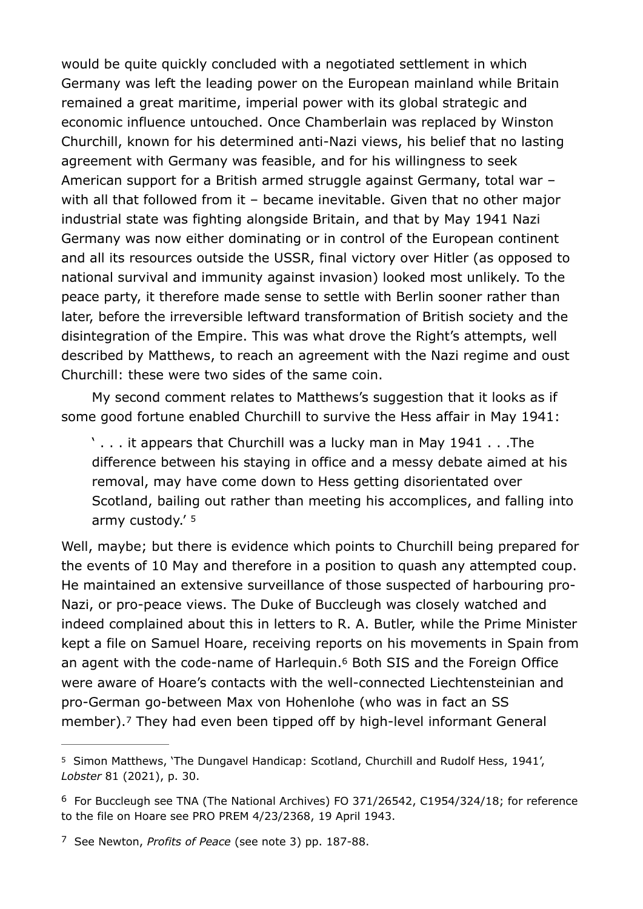would be quite quickly concluded with a negotiated settlement in which Germany was left the leading power on the European mainland while Britain remained a great maritime, imperial power with its global strategic and economic influence untouched. Once Chamberlain was replaced by Winston Churchill, known for his determined anti-Nazi views, his belief that no lasting agreement with Germany was feasible, and for his willingness to seek American support for a British armed struggle against Germany, total war – with all that followed from it – became inevitable. Given that no other major industrial state was fighting alongside Britain, and that by May 1941 Nazi Germany was now either dominating or in control of the European continent and all its resources outside the USSR, final victory over Hitler (as opposed to national survival and immunity against invasion) looked most unlikely. To the peace party, it therefore made sense to settle with Berlin sooner rather than later, before the irreversible leftward transformation of British society and the disintegration of the Empire. This was what drove the Right's attempts, well described by Matthews, to reach an agreement with the Nazi regime and oust Churchill: these were two sides of the same coin.

My second comment relates to Matthews's suggestion that it looks as if some good fortune enabled Churchill to survive the Hess affair in May 1941:

> ' . . . it appears that Churchill was a lucky man in May 1941 . . .The difference between his staying in office and a messy debate aimed at his removal, may have come down to Hess getting disorientated over Scotland, bailing out rather than meeting his accomplices, and falling into army custody.' [5]

Well, maybe; but there is evidence which points to Churchill being prepared for the events of 10 May and therefore in a position to quash any attempted coup. He maintained an extensive surveillance of those suspected of harbouring pro-Nazi, or pro-peace views. The Duke of Buccleugh was closely watched and indeed complained about this in letters to R. A. Butler, while the Prime Minister kept a file on Samuel Hoare, receiving reports on his movements in Spain from an agent with the code-name of Harlequin.[6] Both SIS and the Foreign Office were aware of Hoare's contacts with the well-connected Liechtensteinian and pro-German go-between Max von Hohenlohe (who was in fact an SS member).[7] They had even been tipped off by high-level informant General

---

[5] Simon Matthews, 'The Dungavel Handicap: Scotland, Churchill and Rudolf Hess, 1941', *Lobster* 81 (2021), p. 30.

[6] For Buccleugh see TNA (The National Archives) FO 371/26542, C1954/324/18; for reference to the file on Hoare see PRO PREM 4/23/2368, 19 April 1943.

[7] See Newton, *Profits of Peace* (see note 3) pp. 187-88.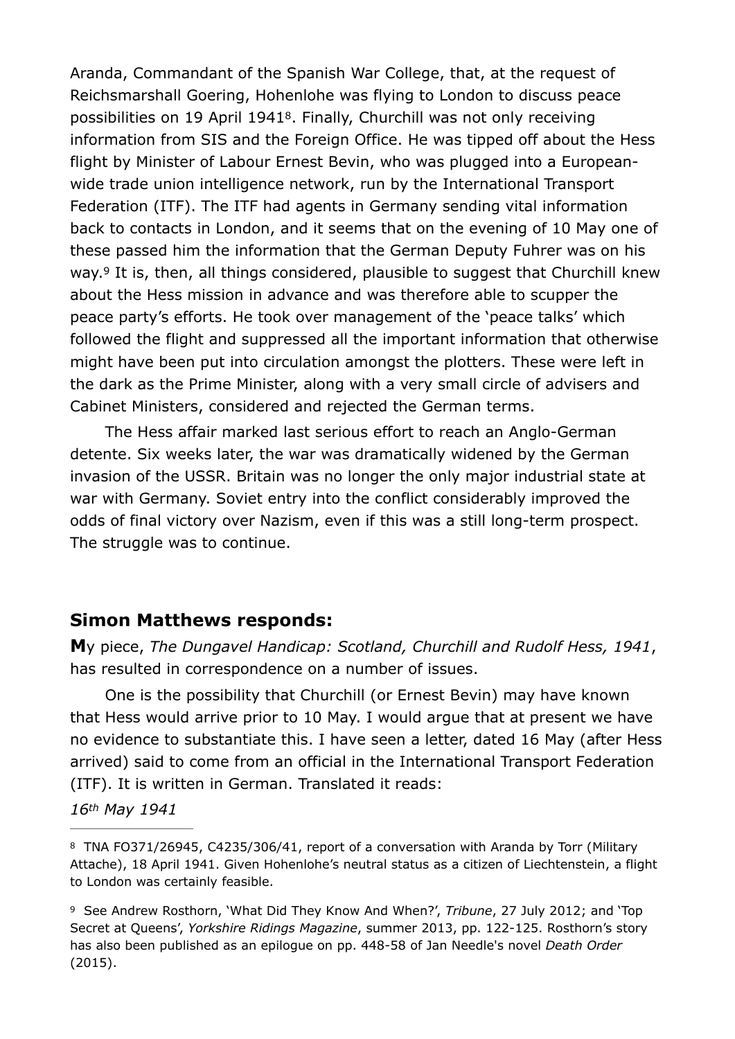Aranda, Commandant of the Spanish War College, that, at the request of Reichsmarshall Goering, Hohenlohe was flying to London to discuss peace possibilities on 19 April 1941[8]. Finally, Churchill was not only receiving information from SIS and the Foreign Office. He was tipped off about the Hess flight by Minister of Labour Ernest Bevin, who was plugged into a European-wide trade union intelligence network, run by the International Transport Federation (ITF). The ITF had agents in Germany sending vital information back to contacts in London, and it seems that on the evening of 10 May one of these passed him the information that the German Deputy Fuhrer was on his way.[9] It is, then, all things considered, plausible to suggest that Churchill knew about the Hess mission in advance and was therefore able to scupper the peace party's efforts. He took over management of the 'peace talks' which followed the flight and suppressed all the important information that otherwise might have been put into circulation amongst the plotters. These were left in the dark as the Prime Minister, along with a very small circle of advisers and Cabinet Ministers, considered and rejected the German terms.

The Hess affair marked last serious effort to reach an Anglo-German detente. Six weeks later, the war was dramatically widened by the German invasion of the USSR. Britain was no longer the only major industrial state at war with Germany. Soviet entry into the conflict considerably improved the odds of final victory over Nazism, even if this was a still long-term prospect. The struggle was to continue.

## Simon Matthews responds:

**M**y piece, *The Dungavel Handicap: Scotland, Churchill and Rudolf Hess, 1941*, has resulted in correspondence on a number of issues.

One is the possibility that Churchill (or Ernest Bevin) may have known that Hess would arrive prior to 10 May. I would argue that at present we have no evidence to substantiate this. I have seen a letter, dated 16 May (after Hess arrived) said to come from an official in the International Transport Federation (ITF). It is written in German. Translated it reads:

*16th May 1941*

---

[8] TNA FO371/26945, C4235/306/41, report of a conversation with Aranda by Torr (Military Attache), 18 April 1941. Given Hohenlohe's neutral status as a citizen of Liechtenstein, a flight to London was certainly feasible.

[9] See Andrew Rosthorn, 'What Did They Know And When?', *Tribune*, 27 July 2012; and 'Top Secret at Queens', *Yorkshire Ridings Magazine*, summer 2013, pp. 122-125. Rosthorn's story has also been published as an epilogue on pp. 448-58 of Jan Needle's novel *Death Order* (2015).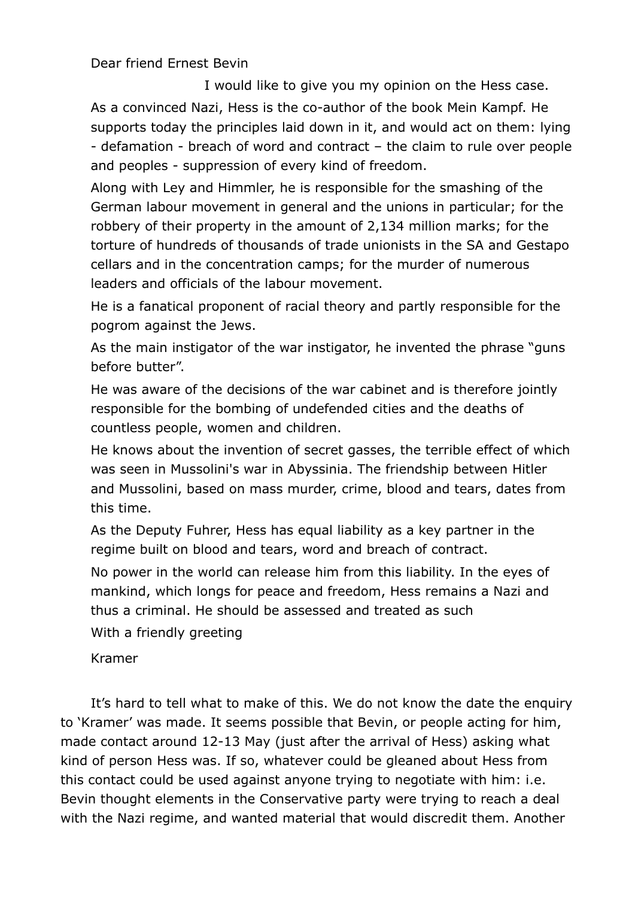Dear friend Ernest Bevin

I would like to give you my opinion on the Hess case.

As a convinced Nazi, Hess is the co-author of the book Mein Kampf. He supports today the principles laid down in it, and would act on them: lying - defamation - breach of word and contract – the claim to rule over people and peoples - suppression of every kind of freedom.

Along with Ley and Himmler, he is responsible for the smashing of the German labour movement in general and the unions in particular; for the robbery of their property in the amount of 2,134 million marks; for the torture of hundreds of thousands of trade unionists in the SA and Gestapo cellars and in the concentration camps; for the murder of numerous leaders and officials of the labour movement.

He is a fanatical proponent of racial theory and partly responsible for the pogrom against the Jews.

As the main instigator of the war instigator, he invented the phrase "guns before butter".

He was aware of the decisions of the war cabinet and is therefore jointly responsible for the bombing of undefended cities and the deaths of countless people, women and children.

He knows about the invention of secret gasses, the terrible effect of which was seen in Mussolini's war in Abyssinia. The friendship between Hitler and Mussolini, based on mass murder, crime, blood and tears, dates from this time.

As the Deputy Fuhrer, Hess has equal liability as a key partner in the regime built on blood and tears, word and breach of contract.

No power in the world can release him from this liability. In the eyes of mankind, which longs for peace and freedom, Hess remains a Nazi and thus a criminal. He should be assessed and treated as such

With a friendly greeting

Kramer

It's hard to tell what to make of this. We do not know the date the enquiry to 'Kramer' was made. It seems possible that Bevin, or people acting for him, made contact around 12-13 May (just after the arrival of Hess) asking what kind of person Hess was. If so, whatever could be gleaned about Hess from this contact could be used against anyone trying to negotiate with him: i.e. Bevin thought elements in the Conservative party were trying to reach a deal with the Nazi regime, and wanted material that would discredit them. Another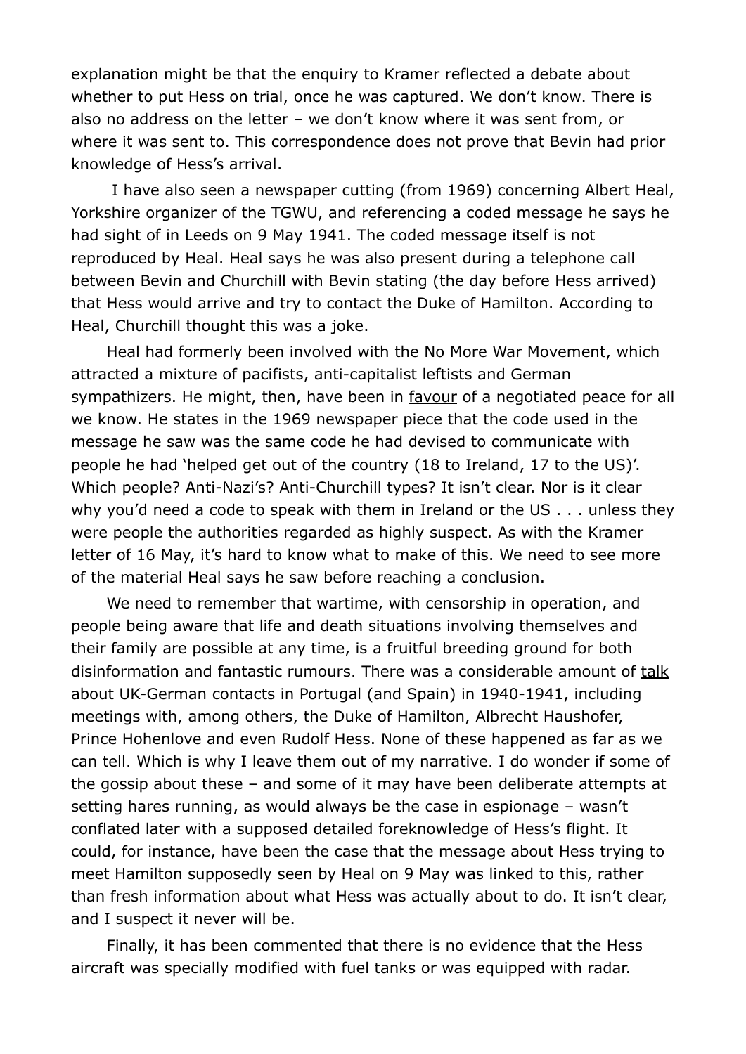explanation might be that the enquiry to Kramer reflected a debate about whether to put Hess on trial, once he was captured. We don't know. There is also no address on the letter – we don't know where it was sent from, or where it was sent to. This correspondence does not prove that Bevin had prior knowledge of Hess's arrival.

I have also seen a newspaper cutting (from 1969) concerning Albert Heal, Yorkshire organizer of the TGWU, and referencing a coded message he says he had sight of in Leeds on 9 May 1941. The coded message itself is not reproduced by Heal. Heal says he was also present during a telephone call between Bevin and Churchill with Bevin stating (the day before Hess arrived) that Hess would arrive and try to contact the Duke of Hamilton. According to Heal, Churchill thought this was a joke.

Heal had formerly been involved with the No More War Movement, which attracted a mixture of pacifists, anti-capitalist leftists and German sympathizers. He might, then, have been in favour of a negotiated peace for all we know. He states in the 1969 newspaper piece that the code used in the message he saw was the same code he had devised to communicate with people he had 'helped get out of the country (18 to Ireland, 17 to the US)'. Which people? Anti-Nazi's? Anti-Churchill types? It isn't clear. Nor is it clear why you'd need a code to speak with them in Ireland or the US . . . unless they were people the authorities regarded as highly suspect. As with the Kramer letter of 16 May, it's hard to know what to make of this. We need to see more of the material Heal says he saw before reaching a conclusion.

We need to remember that wartime, with censorship in operation, and people being aware that life and death situations involving themselves and their family are possible at any time, is a fruitful breeding ground for both disinformation and fantastic rumours. There was a considerable amount of talk about UK-German contacts in Portugal (and Spain) in 1940-1941, including meetings with, among others, the Duke of Hamilton, Albrecht Haushofer, Prince Hohenlove and even Rudolf Hess. None of these happened as far as we can tell. Which is why I leave them out of my narrative. I do wonder if some of the gossip about these – and some of it may have been deliberate attempts at setting hares running, as would always be the case in espionage – wasn't conflated later with a supposed detailed foreknowledge of Hess's flight. It could, for instance, have been the case that the message about Hess trying to meet Hamilton supposedly seen by Heal on 9 May was linked to this, rather than fresh information about what Hess was actually about to do. It isn't clear, and I suspect it never will be.

Finally, it has been commented that there is no evidence that the Hess aircraft was specially modified with fuel tanks or was equipped with radar.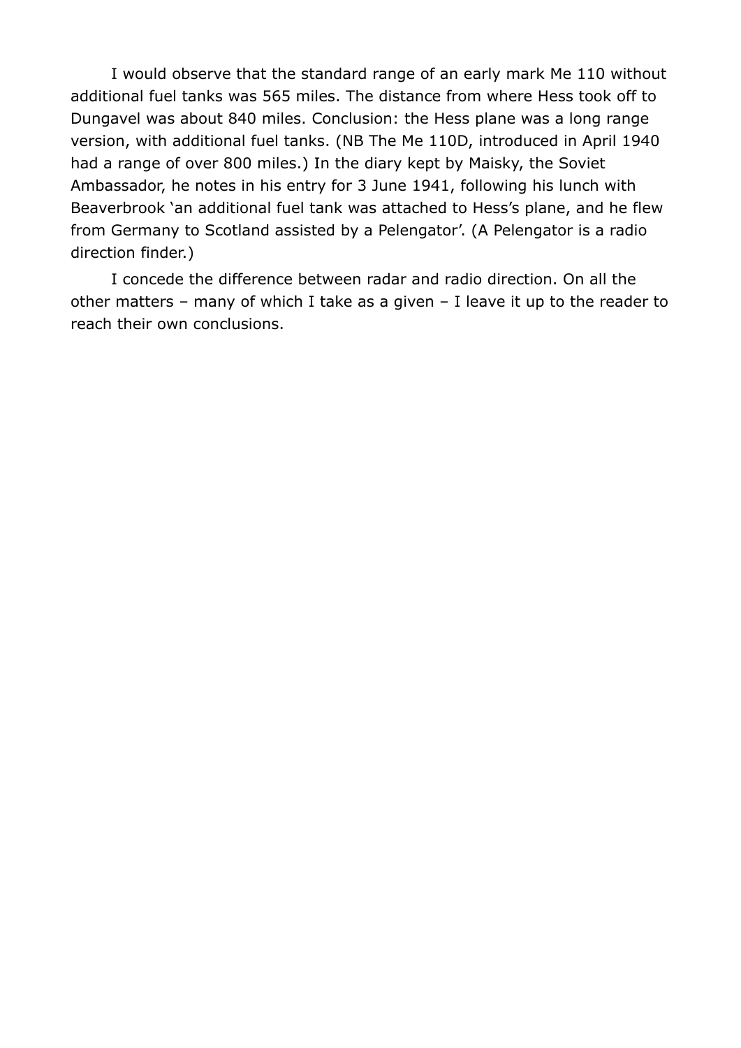I would observe that the standard range of an early mark Me 110 without additional fuel tanks was 565 miles. The distance from where Hess took off to Dungavel was about 840 miles. Conclusion: the Hess plane was a long range version, with additional fuel tanks. (NB The Me 110D, introduced in April 1940 had a range of over 800 miles.) In the diary kept by Maisky, the Soviet Ambassador, he notes in his entry for 3 June 1941, following his lunch with Beaverbrook 'an additional fuel tank was attached to Hess's plane, and he flew from Germany to Scotland assisted by a Pelengator'. (A Pelengator is a radio direction finder.)

I concede the difference between radar and radio direction. On all the other matters – many of which I take as a given – I leave it up to the reader to reach their own conclusions.